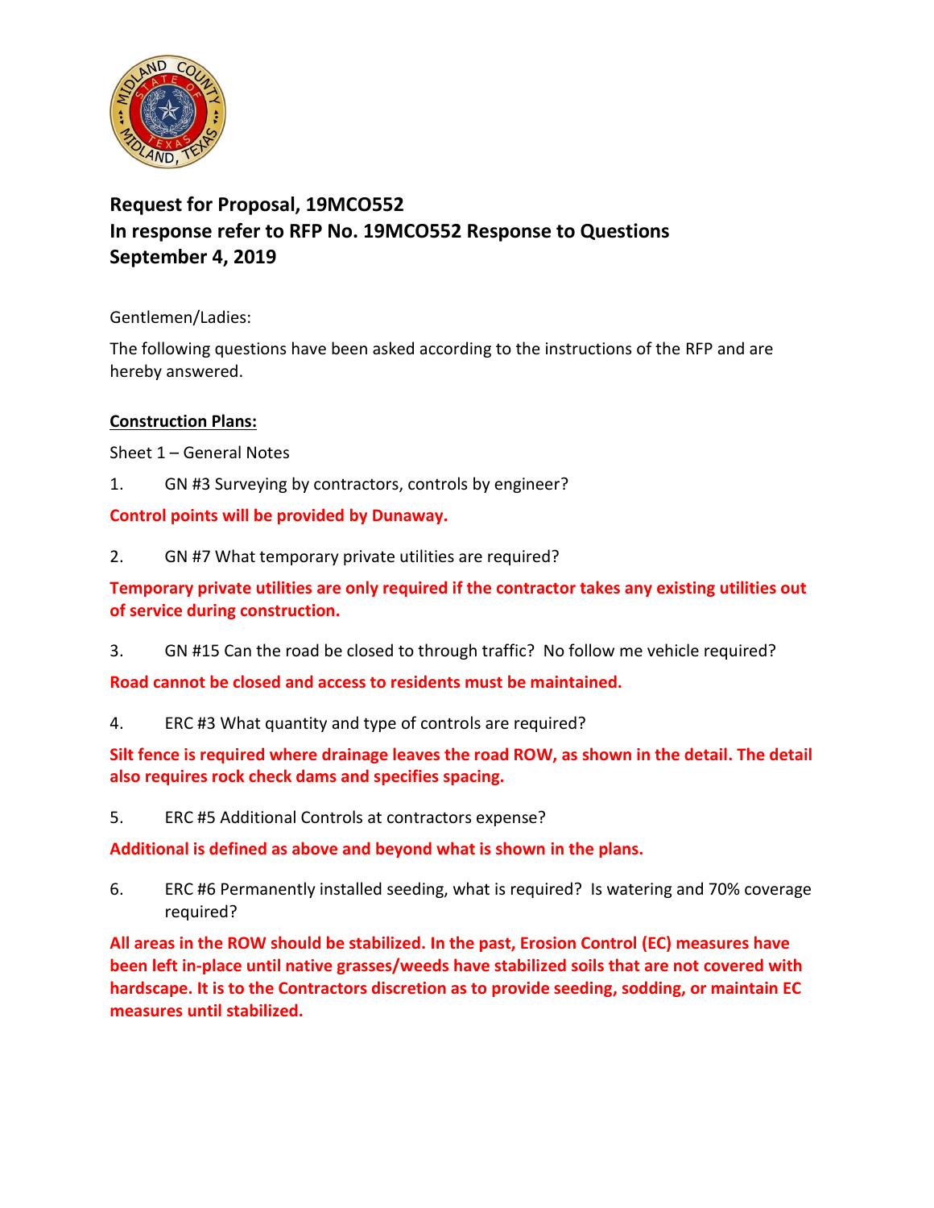**Request for Proposal, 19MCO552**
**In response refer to RFP No. 19MCO552 Response to Questions**
**September 4, 2019**

Gentlemen/Ladies:

The following questions have been asked according to the instructions of the RFP and are hereby answered.

**<u>Construction Plans:</u>**

Sheet 1 – General Notes

1. GN #3 Surveying by contractors, controls by engineer?

**Control points will be provided by Dunaway.**

2. GN #7 What temporary private utilities are required?

**Temporary private utilities are only required if the contractor takes any existing utilities out of service during construction.**

3. GN #15 Can the road be closed to through traffic? No follow me vehicle required?

**Road cannot be closed and access to residents must be maintained.**

4. ERC #3 What quantity and type of controls are required?

**Silt fence is required where drainage leaves the road ROW, as shown in the detail. The detail also requires rock check dams and specifies spacing.**

5. ERC #5 Additional Controls at contractors expense?

**Additional is defined as above and beyond what is shown in the plans.**

6. ERC #6 Permanently installed seeding, what is required? Is watering and 70% coverage required?

**All areas in the ROW should be stabilized. In the past, Erosion Control (EC) measures have been left in-place until native grasses/weeds have stabilized soils that are not covered with hardscape. It is to the Contractors discretion as to provide seeding, sodding, or maintain EC measures until stabilized.**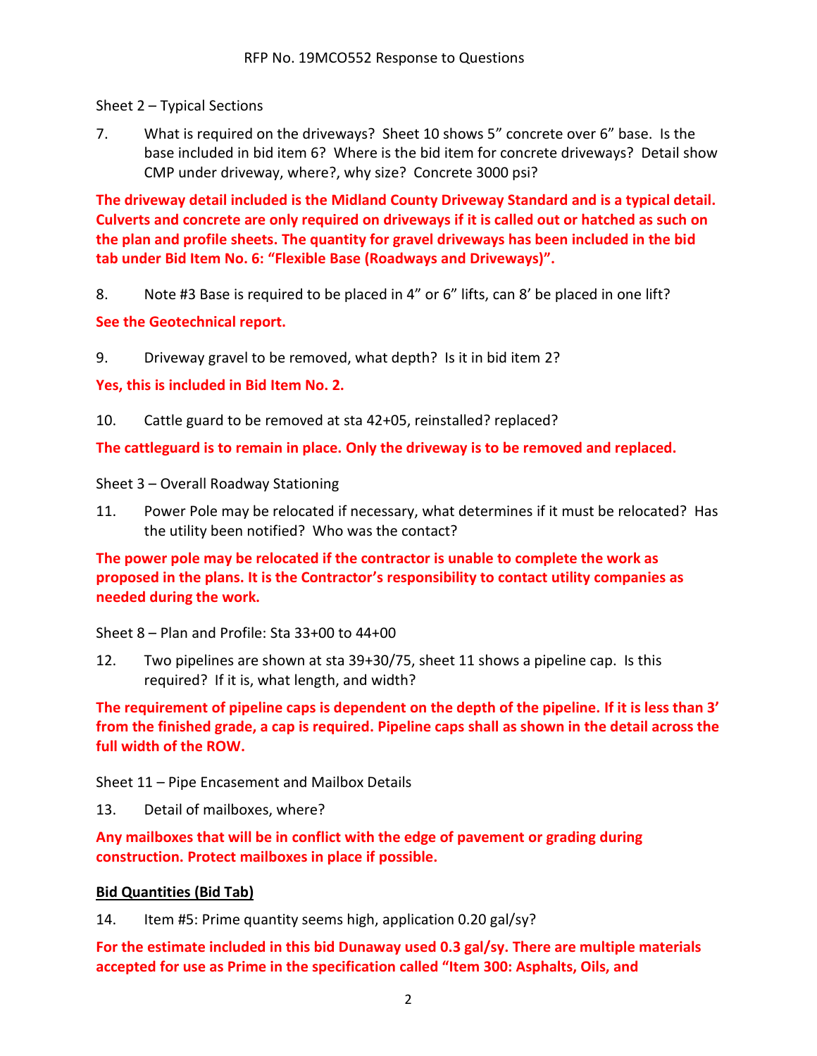Sheet 2 – Typical Sections

7. What is required on the driveways? Sheet 10 shows 5" concrete over 6" base. Is the base included in bid item 6? Where is the bid item for concrete driveways? Detail show CMP under driveway, where?, why size? Concrete 3000 psi?

**The driveway detail included is the Midland County Driveway Standard and is a typical detail. Culverts and concrete are only required on driveways if it is called out or hatched as such on the plan and profile sheets. The quantity for gravel driveways has been included in the bid tab under Bid Item No. 6: "Flexible Base (Roadways and Driveways)".**

8. Note #3 Base is required to be placed in 4" or 6" lifts, can 8' be placed in one lift?

**See the Geotechnical report.**

9. Driveway gravel to be removed, what depth? Is it in bid item 2?

**Yes, this is included in Bid Item No. 2.**

10. Cattle guard to be removed at sta 42+05, reinstalled? replaced?

**The cattleguard is to remain in place. Only the driveway is to be removed and replaced.**

Sheet 3 – Overall Roadway Stationing

11. Power Pole may be relocated if necessary, what determines if it must be relocated? Has the utility been notified? Who was the contact?

**The power pole may be relocated if the contractor is unable to complete the work as proposed in the plans. It is the Contractor's responsibility to contact utility companies as needed during the work.**

Sheet 8 – Plan and Profile: Sta 33+00 to 44+00

12. Two pipelines are shown at sta 39+30/75, sheet 11 shows a pipeline cap. Is this required? If it is, what length, and width?

**The requirement of pipeline caps is dependent on the depth of the pipeline. If it is less than 3' from the finished grade, a cap is required. Pipeline caps shall as shown in the detail across the full width of the ROW.**

Sheet 11 – Pipe Encasement and Mailbox Details

13. Detail of mailboxes, where?

**Any mailboxes that will be in conflict with the edge of pavement or grading during construction. Protect mailboxes in place if possible.**

**Bid Quantities (Bid Tab)**

14. Item #5: Prime quantity seems high, application 0.20 gal/sy?

**For the estimate included in this bid Dunaway used 0.3 gal/sy. There are multiple materials accepted for use as Prime in the specification called "Item 300: Asphalts, Oils, and**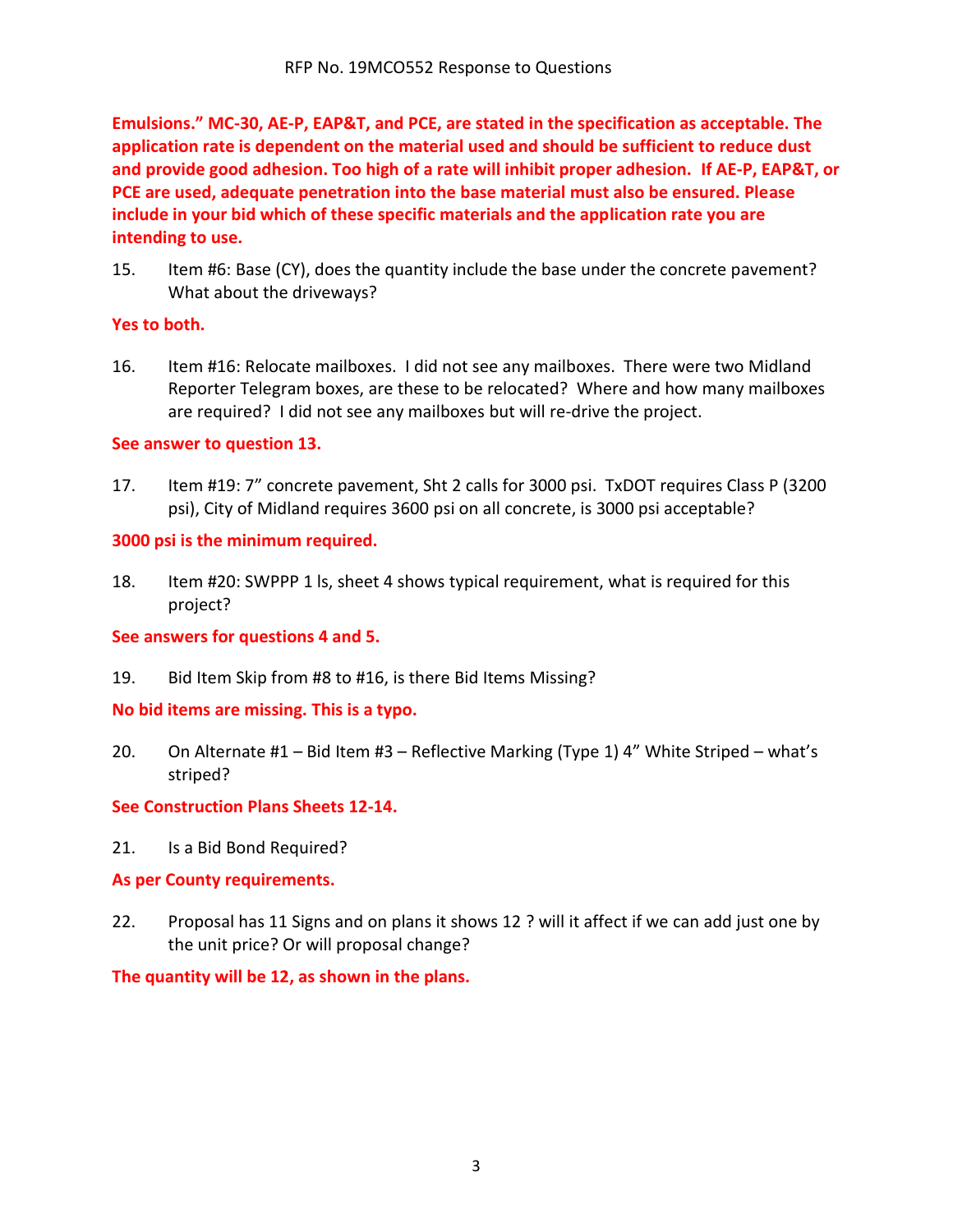**Emulsions." MC-30, AE-P, EAP&T, and PCE, are stated in the specification as acceptable. The application rate is dependent on the material used and should be sufficient to reduce dust and provide good adhesion. Too high of a rate will inhibit proper adhesion. If AE-P, EAP&T, or PCE are used, adequate penetration into the base material must also be ensured. Please include in your bid which of these specific materials and the application rate you are intending to use.**

15. Item #6: Base (CY), does the quantity include the base under the concrete pavement? What about the driveways?

**Yes to both.**

16. Item #16: Relocate mailboxes. I did not see any mailboxes. There were two Midland Reporter Telegram boxes, are these to be relocated? Where and how many mailboxes are required? I did not see any mailboxes but will re-drive the project.

**See answer to question 13.**

17. Item #19: 7" concrete pavement, Sht 2 calls for 3000 psi. TxDOT requires Class P (3200 psi), City of Midland requires 3600 psi on all concrete, is 3000 psi acceptable?

**3000 psi is the minimum required.**

18. Item #20: SWPPP 1 ls, sheet 4 shows typical requirement, what is required for this project?

**See answers for questions 4 and 5.**

19. Bid Item Skip from #8 to #16, is there Bid Items Missing?

**No bid items are missing. This is a typo.**

20. On Alternate #1 – Bid Item #3 – Reflective Marking (Type 1) 4" White Striped – what's striped?

**See Construction Plans Sheets 12-14.**

21. Is a Bid Bond Required?

**As per County requirements.**

22. Proposal has 11 Signs and on plans it shows 12 ? will it affect if we can add just one by the unit price? Or will proposal change?

**The quantity will be 12, as shown in the plans.**